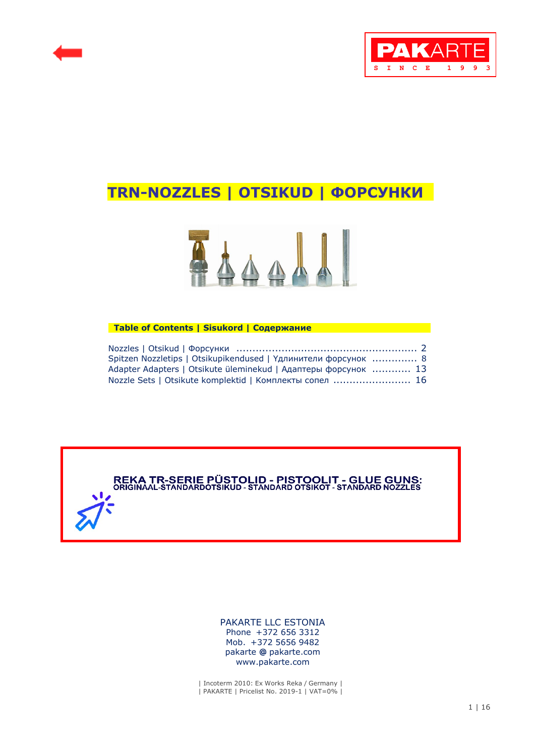PAKARTE
SINCE 1993

# TRN-NOZZLES | OTSIKUD | ФОРСУНКИ

**Table of Contents | Sisukord | Содержание**

Nozzles | Otsikud | Форсунки ........................................................ 2
Spitzen Nozzletips | Otsikupikendused | Удлинители форсунок .............. 8
Adapter Adapters | Otsikute üleminekud | Адаптеры форсунок ............ 13
Nozzle Sets | Otsikute komplektid | Комплекты сопел ........................ 16

**REKA TR-SERIE PÜSTOLID - PISTOOLIT - GLUE GUNS:**
**ORIGINAAL-STANDARDOTSIKUD - STANDARD OTSIKOT - STANDARD NOZZLES**

PAKARTE LLC ESTONIA
Phone +372 656 3312
Mob. +372 5656 9482
pakarte @ pakarte.com
www.pakarte.com

| Incoterm 2010: Ex Works Reka / Germany |
| PAKARTE | Pricelist No. 2019-1 | VAT=0% |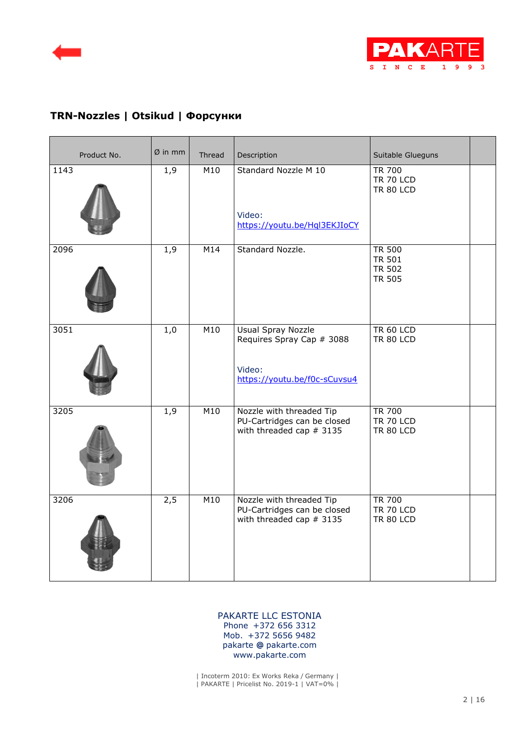## TRN-Nozzles | Otsikud | Форсунки

| Product No. | Ø in mm | Thread | Description | Suitable Glueguns | |
|---|---|---|---|---|---|
| 1143 | 1,9 | M10 | Standard Nozzle M 10<br><br>Video:<br>https://youtu.be/Hql3EKJIoCY | TR 700<br>TR 70 LCD<br>TR 80 LCD | |
| 2096 | 1,9 | M14 | Standard Nozzle. | TR 500<br>TR 501<br>TR 502<br>TR 505 | |
| 3051 | 1,0 | M10 | Usual Spray Nozzle<br>Requires Spray Cap # 3088<br><br>Video:<br>https://youtu.be/f0c-sCuvsu4 | TR 60 LCD<br>TR 80 LCD | |
| 3205 | 1,9 | M10 | Nozzle with threaded Tip<br>PU-Cartridges can be closed with threaded cap # 3135 | TR 700<br>TR 70 LCD<br>TR 80 LCD | |
| 3206 | 2,5 | M10 | Nozzle with threaded Tip<br>PU-Cartridges can be closed with threaded cap # 3135 | TR 700<br>TR 70 LCD<br>TR 80 LCD | |

PAKARTE LLC ESTONIA
Phone +372 656 3312
Mob. +372 5656 9482
pakarte @ pakarte.com
www.pakarte.com

| Incoterm 2010: Ex Works Reka / Germany |
| PAKARTE | Pricelist No. 2019-1 | VAT=0% |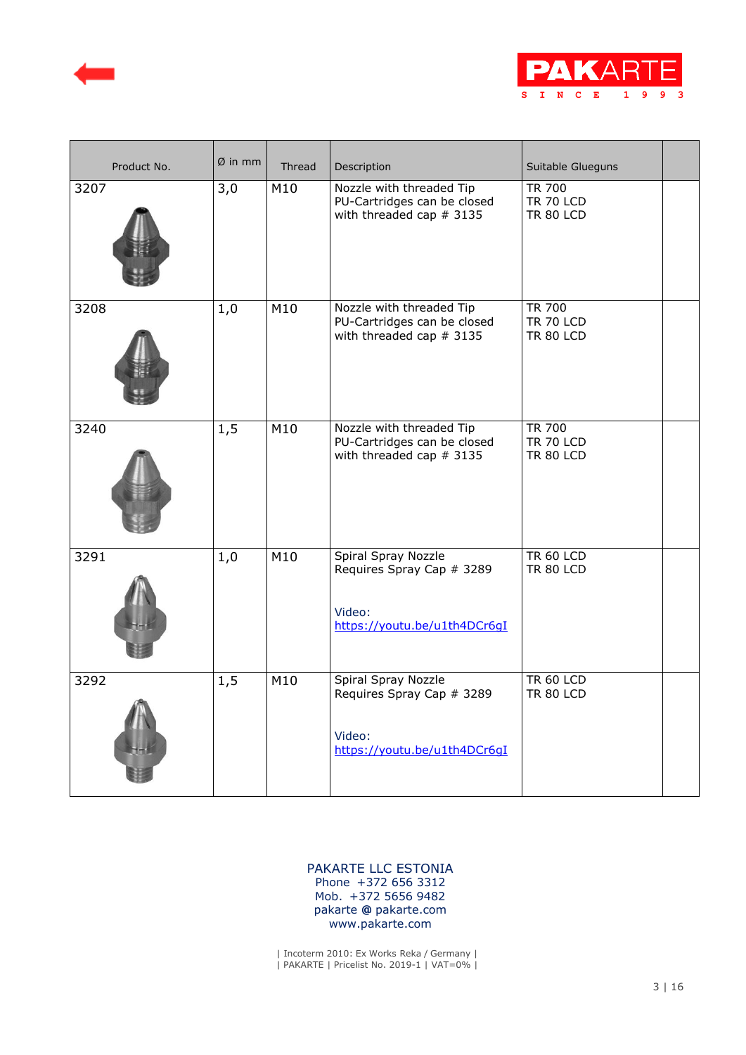| Product No. | Ø in mm | Thread | Description | Suitable Glueguns | |
|---|---|---|---|---|---|
| 3207 | 3,0 | M10 | Nozzle with threaded Tip<br>PU-Cartridges can be closed with threaded cap # 3135 | TR 700<br>TR 70 LCD<br>TR 80 LCD | |
| 3208 | 1,0 | M10 | Nozzle with threaded Tip<br>PU-Cartridges can be closed with threaded cap # 3135 | TR 700<br>TR 70 LCD<br>TR 80 LCD | |
| 3240 | 1,5 | M10 | Nozzle with threaded Tip<br>PU-Cartridges can be closed with threaded cap # 3135 | TR 700<br>TR 70 LCD<br>TR 80 LCD | |
| 3291 | 1,0 | M10 | Spiral Spray Nozzle<br>Requires Spray Cap # 3289<br><br>Video:<br>https://youtu.be/u1th4DCr6gI | TR 60 LCD<br>TR 80 LCD | |
| 3292 | 1,5 | M10 | Spiral Spray Nozzle<br>Requires Spray Cap # 3289<br><br>Video:<br>https://youtu.be/u1th4DCr6gI | TR 60 LCD<br>TR 80 LCD | |

PAKARTE LLC ESTONIA
Phone +372 656 3312
Mob. +372 5656 9482
pakarte @ pakarte.com
www.pakarte.com

| Incoterm 2010: Ex Works Reka / Germany |
| PAKARTE | Pricelist No. 2019-1 | VAT=0% |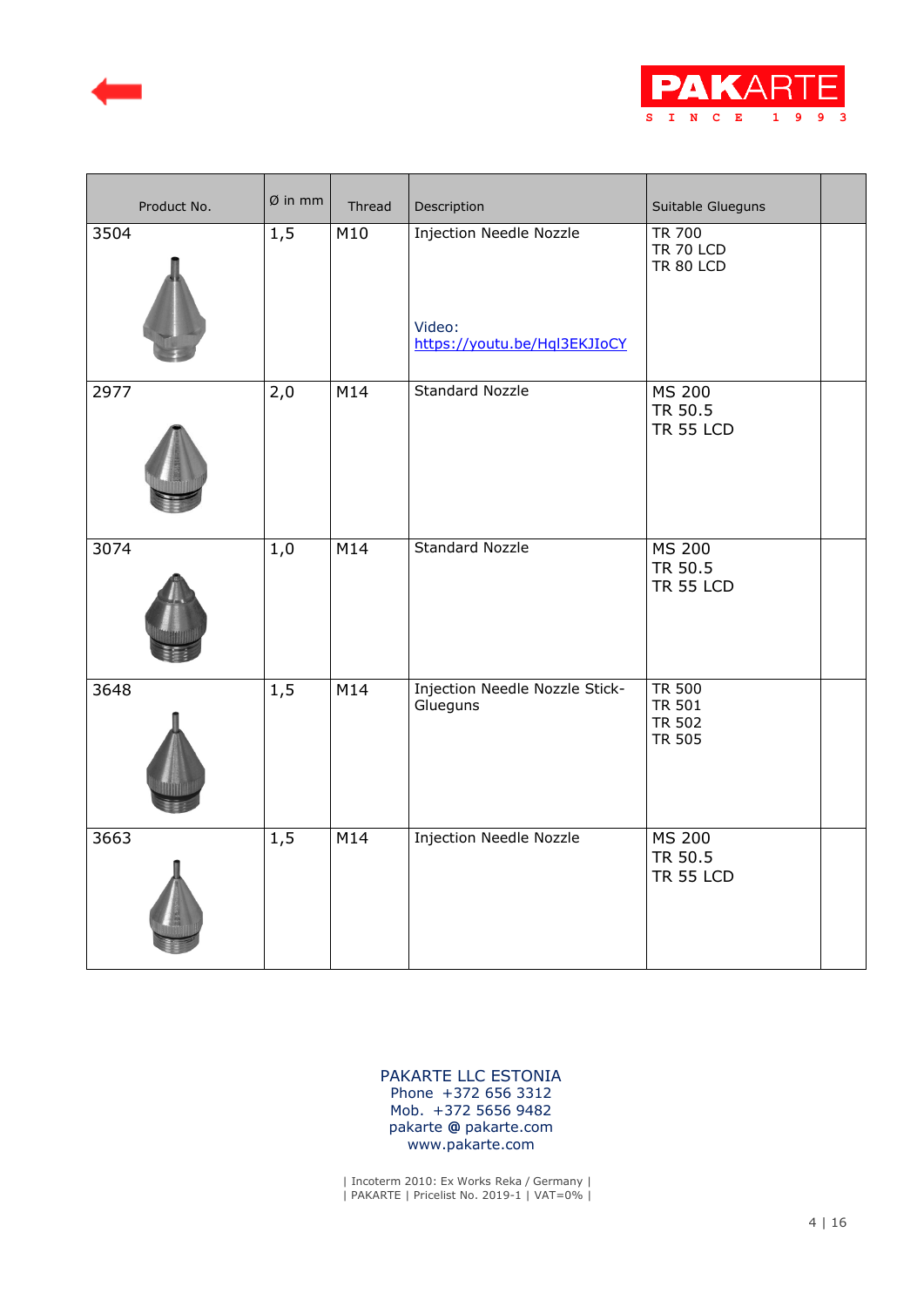| Product No. | Ø in mm | Thread | Description | Suitable Glueguns | |
|---|---|---|---|---|---|
| 3504 | 1,5 | M10 | Injection Needle Nozzle<br><br>Video:<br>https://youtu.be/Hql3EKJIoCY | TR 700<br>TR 70 LCD<br>TR 80 LCD | |
| 2977 | 2,0 | M14 | Standard Nozzle | MS 200<br>TR 50.5<br>TR 55 LCD | |
| 3074 | 1,0 | M14 | Standard Nozzle | MS 200<br>TR 50.5<br>TR 55 LCD | |
| 3648 | 1,5 | M14 | Injection Needle Nozzle Stick-Glueguns | TR 500<br>TR 501<br>TR 502<br>TR 505 | |
| 3663 | 1,5 | M14 | Injection Needle Nozzle | MS 200<br>TR 50.5<br>TR 55 LCD | |

PAKARTE LLC ESTONIA
Phone +372 656 3312
Mob. +372 5656 9482
pakarte @ pakarte.com
www.pakarte.com

| Incoterm 2010: Ex Works Reka / Germany |
| PAKARTE | Pricelist No. 2019-1 | VAT=0% |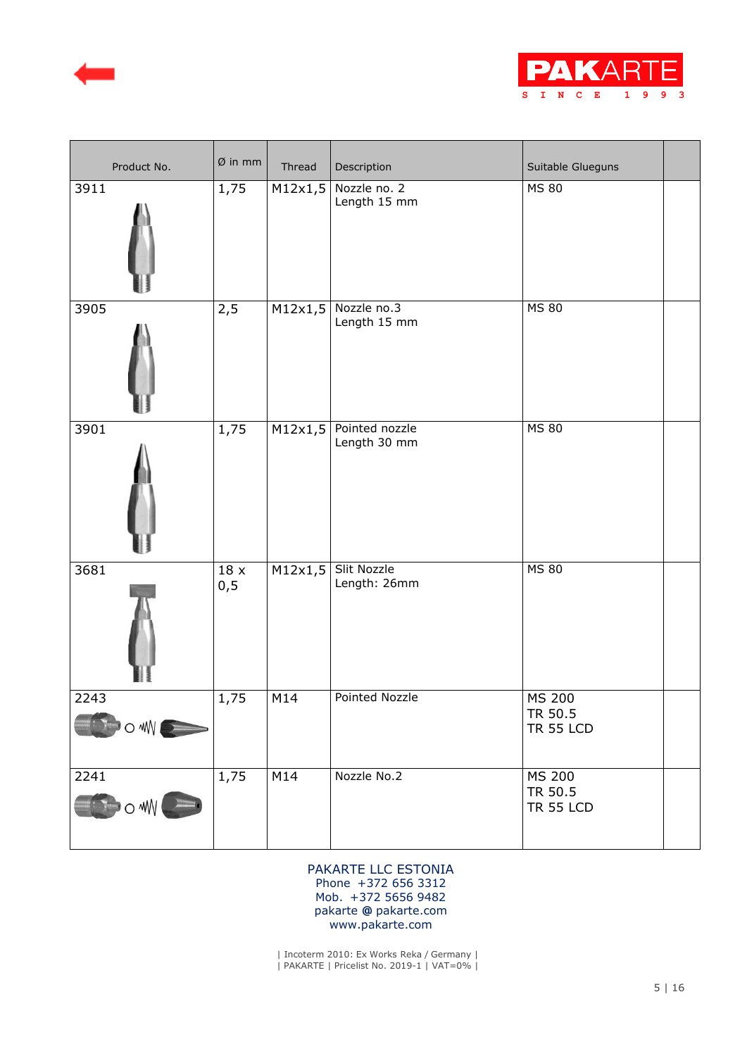| Product No. | Ø in mm | Thread | Description | Suitable Glueguns | |
|---|---|---|---|---|---|
| 3911 | 1,75 | M12x1,5 | Nozzle no. 2<br>Length 15 mm | MS 80 | |
| 3905 | 2,5 | M12x1,5 | Nozzle no.3<br>Length 15 mm | MS 80 | |
| 3901 | 1,75 | M12x1,5 | Pointed nozzle<br>Length 30 mm | MS 80 | |
| 3681 | 18 x 0,5 | M12x1,5 | Slit Nozzle<br>Length: 26mm | MS 80 | |
| 2243 | 1,75 | M14 | Pointed Nozzle | MS 200<br>TR 50.5<br>TR 55 LCD | |
| 2241 | 1,75 | M14 | Nozzle No.2 | MS 200<br>TR 50.5<br>TR 55 LCD | |

PAKARTE LLC ESTONIA
Phone +372 656 3312
Mob. +372 5656 9482
pakarte @ pakarte.com
www.pakarte.com

| Incoterm 2010: Ex Works Reka / Germany |
| PAKARTE | Pricelist No. 2019-1 | VAT=0% |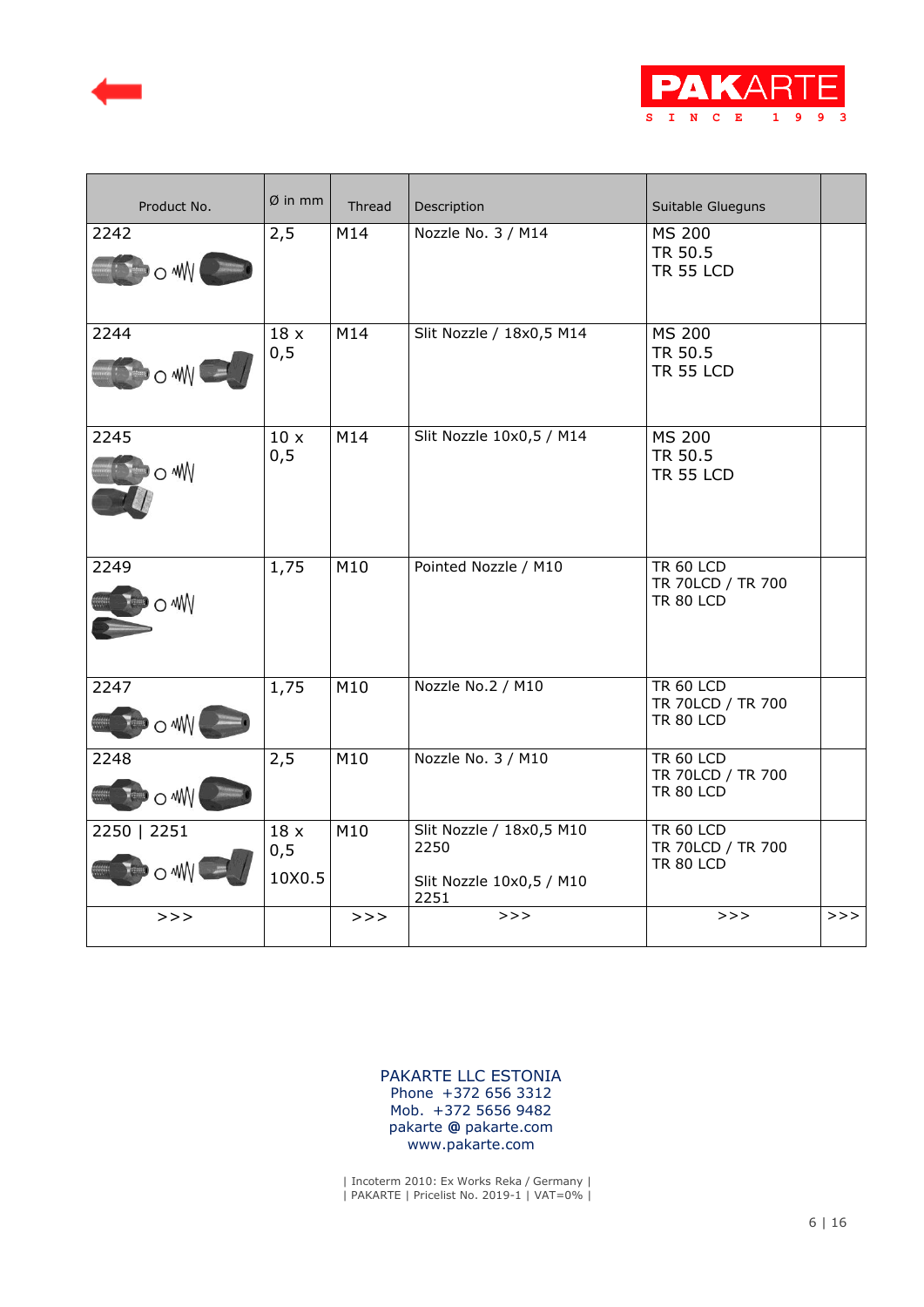PAKARTE
SINCE 1993

| Product No. | Ø in mm | Thread | Description | Suitable Glueguns | |
|---|---|---|---|---|---|
| 2242 | 2,5 | M14 | Nozzle No. 3 / M14 | MS 200<br>TR 50.5<br>TR 55 LCD | |
| 2244 | 18 x 0,5 | M14 | Slit Nozzle / 18x0,5 M14 | MS 200<br>TR 50.5<br>TR 55 LCD | |
| 2245 | 10 x 0,5 | M14 | Slit Nozzle 10x0,5 / M14 | MS 200<br>TR 50.5<br>TR 55 LCD | |
| 2249 | 1,75 | M10 | Pointed Nozzle / M10 | TR 60 LCD<br>TR 70LCD / TR 700<br>TR 80 LCD | |
| 2247 | 1,75 | M10 | Nozzle No.2 / M10 | TR 60 LCD<br>TR 70LCD / TR 700<br>TR 80 LCD | |
| 2248 | 2,5 | M10 | Nozzle No. 3 / M10 | TR 60 LCD<br>TR 70LCD / TR 700<br>TR 80 LCD | |
| 2250 \| 2251 | 18 x 0,5<br>10X0.5 | M10 | Slit Nozzle / 18x0,5 M10 2250<br>Slit Nozzle 10x0,5 / M10 2251 | TR 60 LCD<br>TR 70LCD / TR 700<br>TR 80 LCD | |
| >>> | | >>> | >>> | >>> | >>> |

PAKARTE LLC ESTONIA
Phone +372 656 3312
Mob. +372 5656 9482
pakarte @ pakarte.com
www.pakarte.com

| Incoterm 2010: Ex Works Reka / Germany |
| PAKARTE | Pricelist No. 2019-1 | VAT=0% |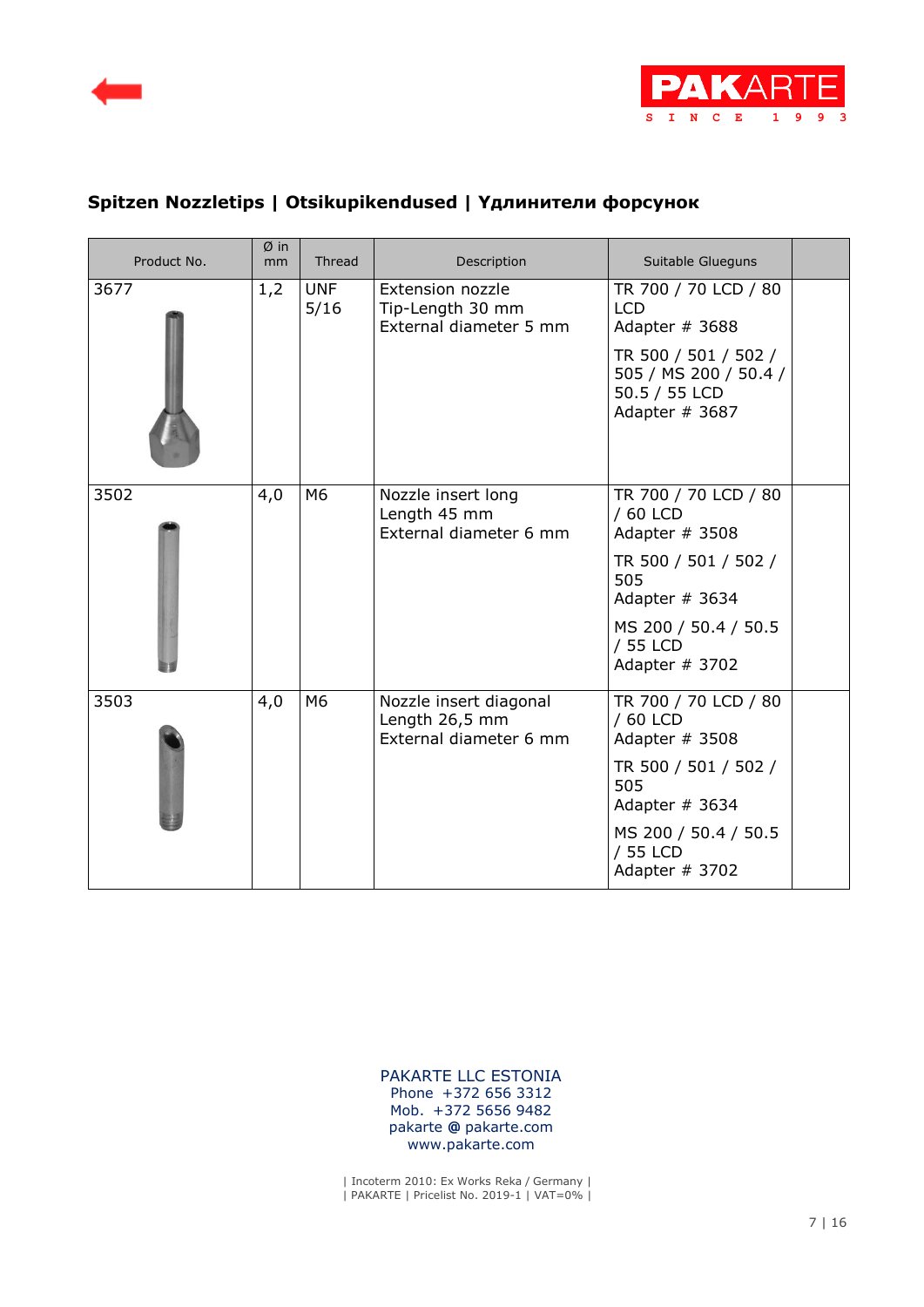## Spitzen Nozzletips | Otsikupikendused | Удлинители форсунок

| Product No. | Ø in mm | Thread | Description | Suitable Glueguns | |
|---|---|---|---|---|---|
| 3677 | 1,2 | UNF 5/16 | Extension nozzle<br>Tip-Length 30 mm<br>External diameter 5 mm | TR 700 / 70 LCD / 80 LCD<br>Adapter # 3688<br><br>TR 500 / 501 / 502 / 505 / MS 200 / 50.4 / 50.5 / 55 LCD<br>Adapter # 3687 | |
| 3502 | 4,0 | M6 | Nozzle insert long<br>Length 45 mm<br>External diameter 6 mm | TR 700 / 70 LCD / 80 / 60 LCD<br>Adapter # 3508<br><br>TR 500 / 501 / 502 / 505<br>Adapter # 3634<br><br>MS 200 / 50.4 / 50.5 / 55 LCD<br>Adapter # 3702 | |
| 3503 | 4,0 | M6 | Nozzle insert diagonal<br>Length 26,5 mm<br>External diameter 6 mm | TR 700 / 70 LCD / 80 / 60 LCD<br>Adapter # 3508<br><br>TR 500 / 501 / 502 / 505<br>Adapter # 3634<br><br>MS 200 / 50.4 / 50.5 / 55 LCD<br>Adapter # 3702 | |

PAKARTE LLC ESTONIA
Phone +372 656 3312
Mob. +372 5656 9482
pakarte @ pakarte.com
www.pakarte.com

| Incoterm 2010: Ex Works Reka / Germany |
| PAKARTE | Pricelist No. 2019-1 | VAT=0% |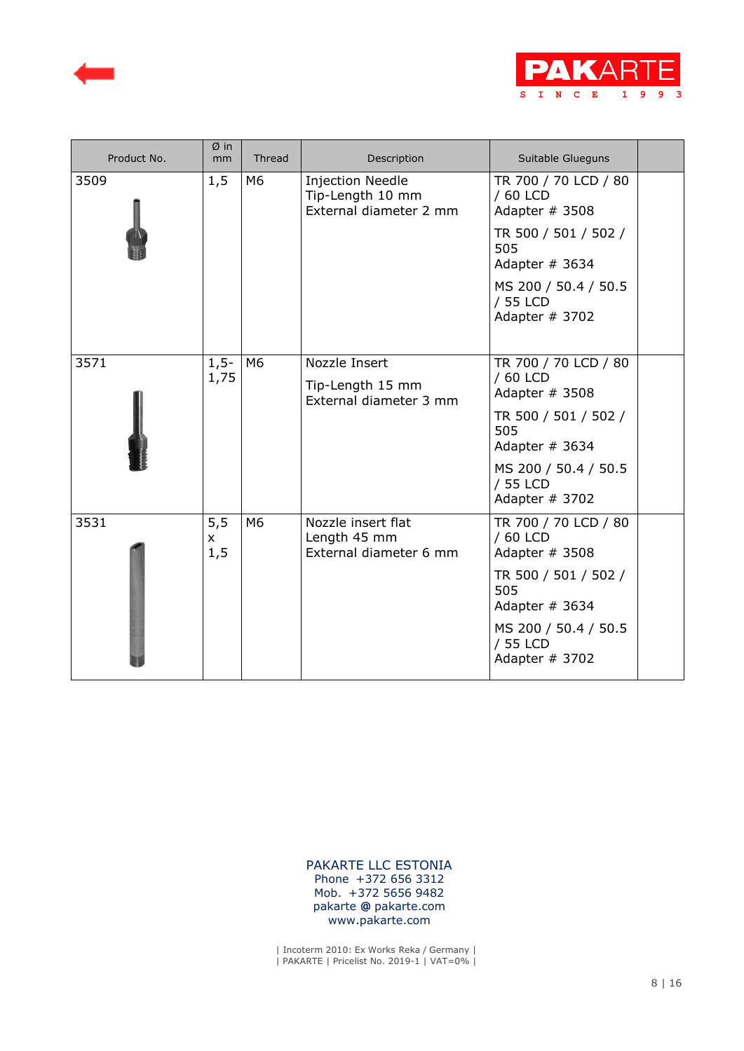| Product No. | Ø in mm | Thread | Description | Suitable Glueguns | |
|---|---|---|---|---|---|
| 3509 | 1,5 | M6 | Injection Needle<br>Tip-Length 10 mm<br>External diameter 2 mm | TR 700 / 70 LCD / 80 / 60 LCD<br>Adapter # 3508<br><br>TR 500 / 501 / 502 / 505<br>Adapter # 3634<br><br>MS 200 / 50.4 / 50.5 / 55 LCD<br>Adapter # 3702 | |
| 3571 | 1,5-1,75 | M6 | Nozzle Insert<br><br>Tip-Length 15 mm<br>External diameter 3 mm | TR 700 / 70 LCD / 80 / 60 LCD<br>Adapter # 3508<br><br>TR 500 / 501 / 502 / 505<br>Adapter # 3634<br><br>MS 200 / 50.4 / 50.5 / 55 LCD<br>Adapter # 3702 | |
| 3531 | 5,5 x 1,5 | M6 | Nozzle insert flat<br>Length 45 mm<br>External diameter 6 mm | TR 700 / 70 LCD / 80 / 60 LCD<br>Adapter # 3508<br><br>TR 500 / 501 / 502 / 505<br>Adapter # 3634<br><br>MS 200 / 50.4 / 50.5 / 55 LCD<br>Adapter # 3702 | |

PAKARTE LLC ESTONIA
Phone +372 656 3312
Mob. +372 5656 9482
pakarte @ pakarte.com
www.pakarte.com

| Incoterm 2010: Ex Works Reka / Germany |
| PAKARTE | Pricelist No. 2019-1 | VAT=0% |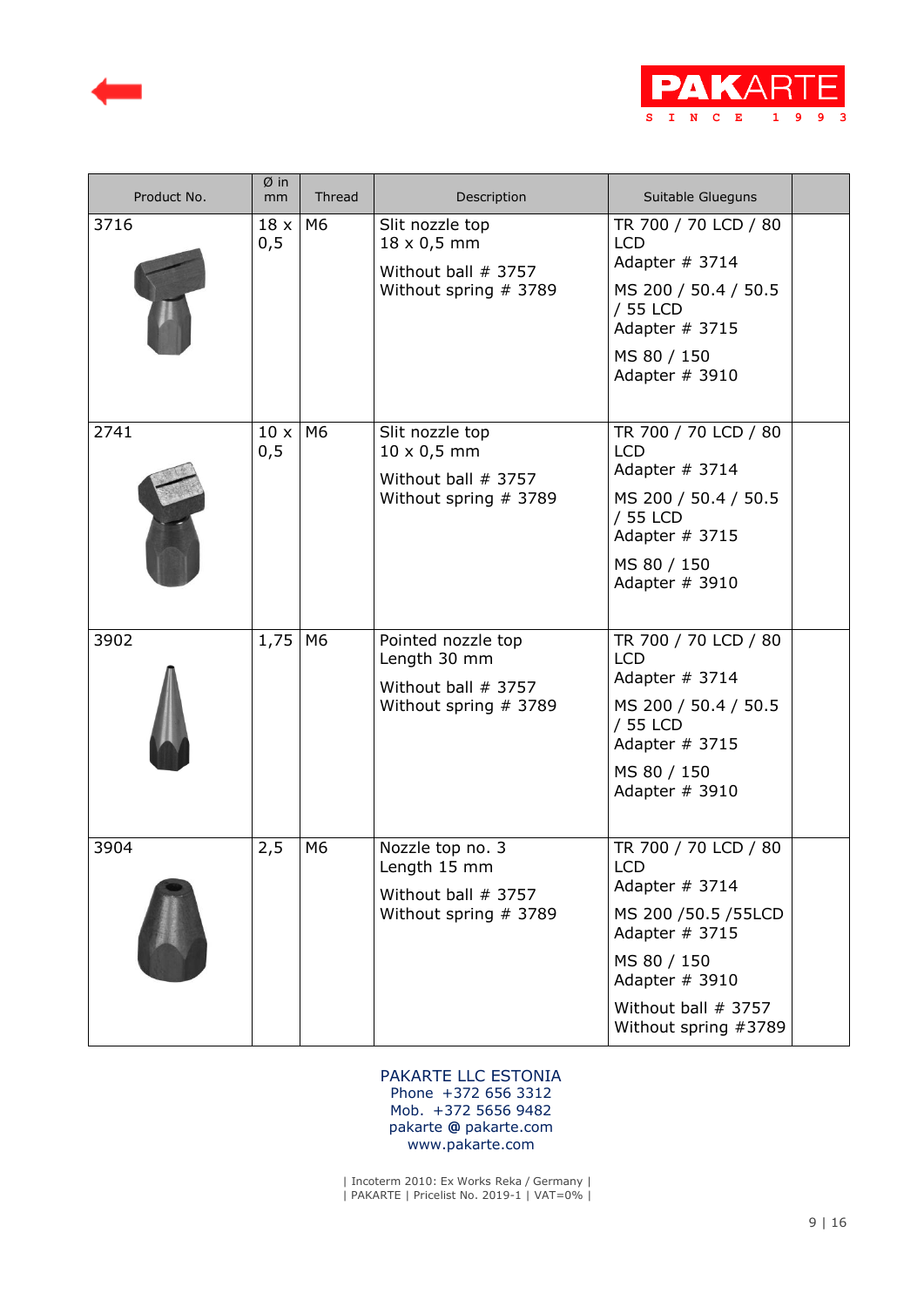| Product No. | Ø in mm | Thread | Description | Suitable Glueguns | |
|---|---|---|---|---|---|
| 3716 | 18 x 0,5 | M6 | Slit nozzle top 18 x 0,5 mm<br>Without ball # 3757<br>Without spring # 3789 | TR 700 / 70 LCD / 80 LCD<br>Adapter # 3714<br>MS 200 / 50.4 / 50.5 / 55 LCD<br>Adapter # 3715<br>MS 80 / 150<br>Adapter # 3910 | |
| 2741 | 10 x 0,5 | M6 | Slit nozzle top 10 x 0,5 mm<br>Without ball # 3757<br>Without spring # 3789 | TR 700 / 70 LCD / 80 LCD<br>Adapter # 3714<br>MS 200 / 50.4 / 50.5 / 55 LCD<br>Adapter # 3715<br>MS 80 / 150<br>Adapter # 3910 | |
| 3902 | 1,75 | M6 | Pointed nozzle top Length 30 mm<br>Without ball # 3757<br>Without spring # 3789 | TR 700 / 70 LCD / 80 LCD<br>Adapter # 3714<br>MS 200 / 50.4 / 50.5 / 55 LCD<br>Adapter # 3715<br>MS 80 / 150<br>Adapter # 3910 | |
| 3904 | 2,5 | M6 | Nozzle top no. 3 Length 15 mm<br>Without ball # 3757<br>Without spring # 3789 | TR 700 / 70 LCD / 80 LCD<br>Adapter # 3714<br>MS 200 /50.5 /55LCD<br>Adapter # 3715<br>MS 80 / 150<br>Adapter # 3910<br>Without ball # 3757<br>Without spring #3789 | |

PAKARTE LLC ESTONIA
Phone +372 656 3312
Mob. +372 5656 9482
pakarte @ pakarte.com
www.pakarte.com

| Incoterm 2010: Ex Works Reka / Germany |
| PAKARTE | Pricelist No. 2019-1 | VAT=0% |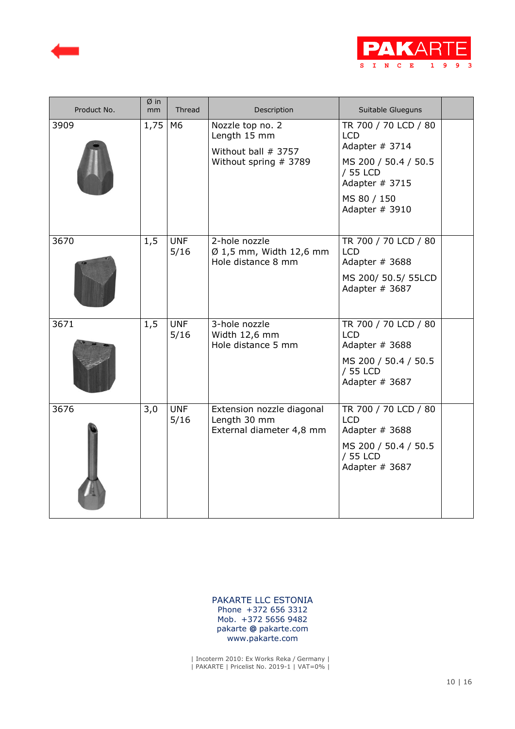| Product No. | Ø in mm | Thread | Description | Suitable Glueguns | |
|---|---|---|---|---|---|
| 3909 | 1,75 | M6 | Nozzle top no. 2<br>Length 15 mm<br>Without ball # 3757<br>Without spring # 3789 | TR 700 / 70 LCD / 80 LCD<br>Adapter # 3714<br>MS 200 / 50.4 / 50.5 / 55 LCD<br>Adapter # 3715<br>MS 80 / 150<br>Adapter # 3910 | |
| 3670 | 1,5 | UNF 5/16 | 2-hole nozzle<br>Ø 1,5 mm, Width 12,6 mm<br>Hole distance 8 mm | TR 700 / 70 LCD / 80 LCD<br>Adapter # 3688<br>MS 200/ 50.5/ 55LCD<br>Adapter # 3687 | |
| 3671 | 1,5 | UNF 5/16 | 3-hole nozzle<br>Width 12,6 mm<br>Hole distance 5 mm | TR 700 / 70 LCD / 80 LCD<br>Adapter # 3688<br>MS 200 / 50.4 / 50.5 / 55 LCD<br>Adapter # 3687 | |
| 3676 | 3,0 | UNF 5/16 | Extension nozzle diagonal<br>Length 30 mm<br>External diameter 4,8 mm | TR 700 / 70 LCD / 80 LCD<br>Adapter # 3688<br>MS 200 / 50.4 / 50.5 / 55 LCD<br>Adapter # 3687 | |

PAKARTE LLC ESTONIA
Phone +372 656 3312
Mob. +372 5656 9482
pakarte @ pakarte.com
www.pakarte.com

| Incoterm 2010: Ex Works Reka / Germany |
| PAKARTE | Pricelist No. 2019-1 | VAT=0% |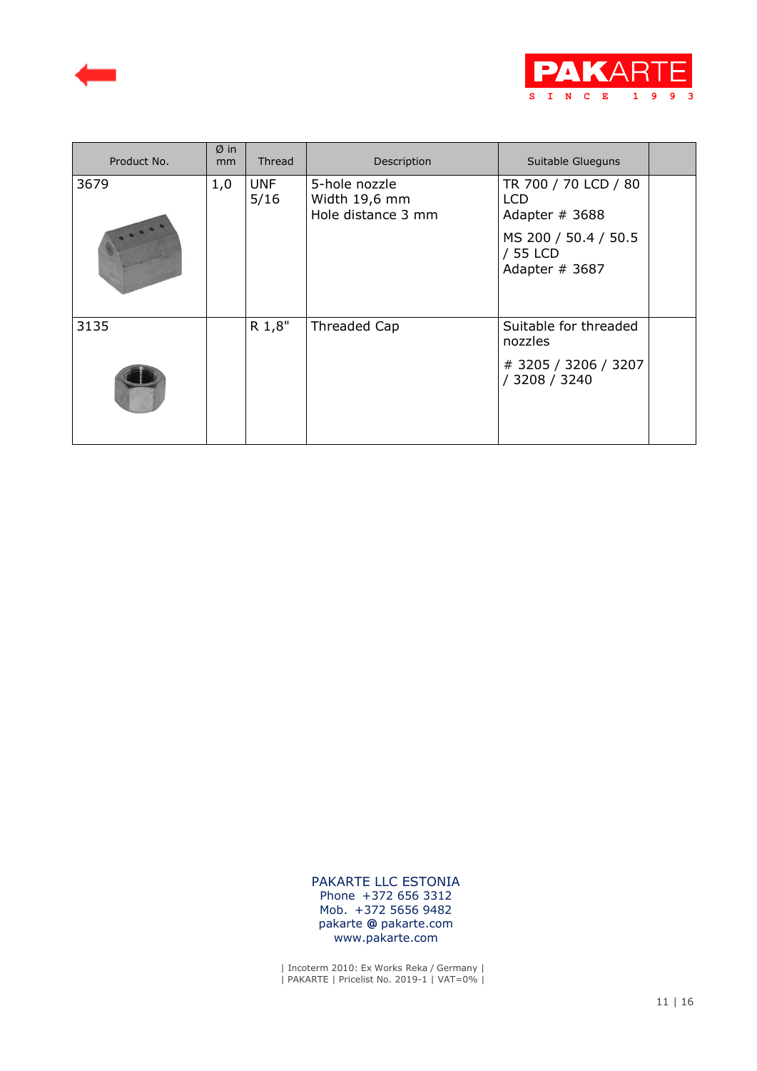| Product No. | Ø in mm | Thread | Description | Suitable Glueguns | |
|---|---|---|---|---|---|
| 3679 | 1,0 | UNF 5/16 | 5-hole nozzle<br>Width 19,6 mm<br>Hole distance 3 mm | TR 700 / 70 LCD / 80 LCD<br>Adapter # 3688<br><br>MS 200 / 50.4 / 50.5 / 55 LCD<br>Adapter # 3687 | |
| 3135 | | R 1,8" | Threaded Cap | Suitable for threaded nozzles<br><br># 3205 / 3206 / 3207 / 3208 / 3240 | |

PAKARTE LLC ESTONIA
Phone +372 656 3312
Mob. +372 5656 9482
pakarte @ pakarte.com
www.pakarte.com

| Incoterm 2010: Ex Works Reka / Germany |
| PAKARTE | Pricelist No. 2019-1 | VAT=0% |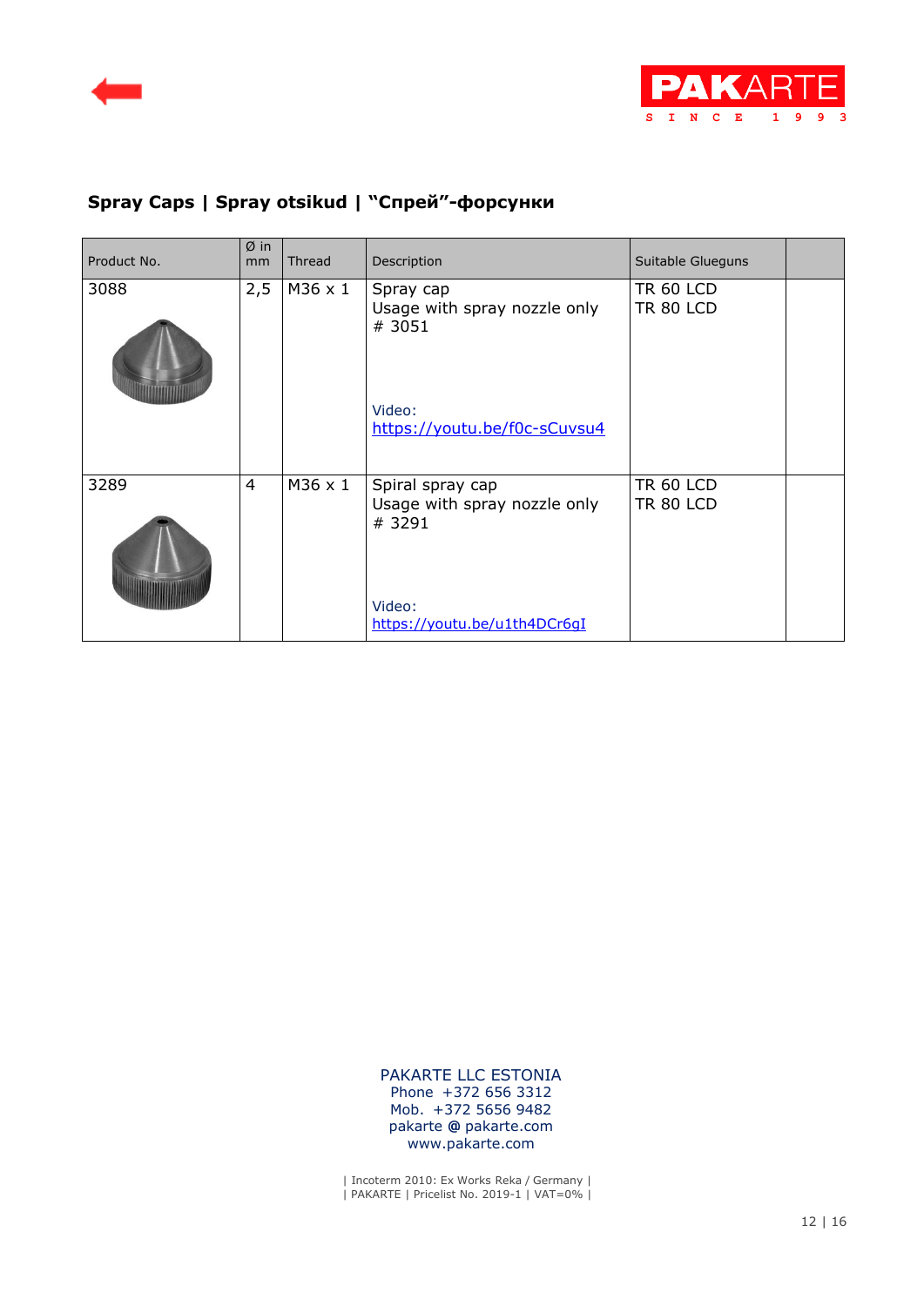## Spray Caps | Spray otsikud | "Спрей"-форсунки

| Product No. | Ø in mm | Thread | Description | Suitable Glueguns | |
|---|---|---|---|---|---|
| 3088 | 2,5 | M36 x 1 | Spray cap<br>Usage with spray nozzle only # 3051<br><br>Video:<br>https://youtu.be/f0c-sCuvsu4 | TR 60 LCD<br>TR 80 LCD | |
| 3289 | 4 | M36 x 1 | Spiral spray cap<br>Usage with spray nozzle only # 3291<br><br>Video:<br>https://youtu.be/u1th4DCr6gI | TR 60 LCD<br>TR 80 LCD | |

PAKARTE LLC ESTONIA
Phone +372 656 3312
Mob. +372 5656 9482
pakarte @ pakarte.com
www.pakarte.com

| Incoterm 2010: Ex Works Reka / Germany |
| PAKARTE | Pricelist No. 2019-1 | VAT=0% |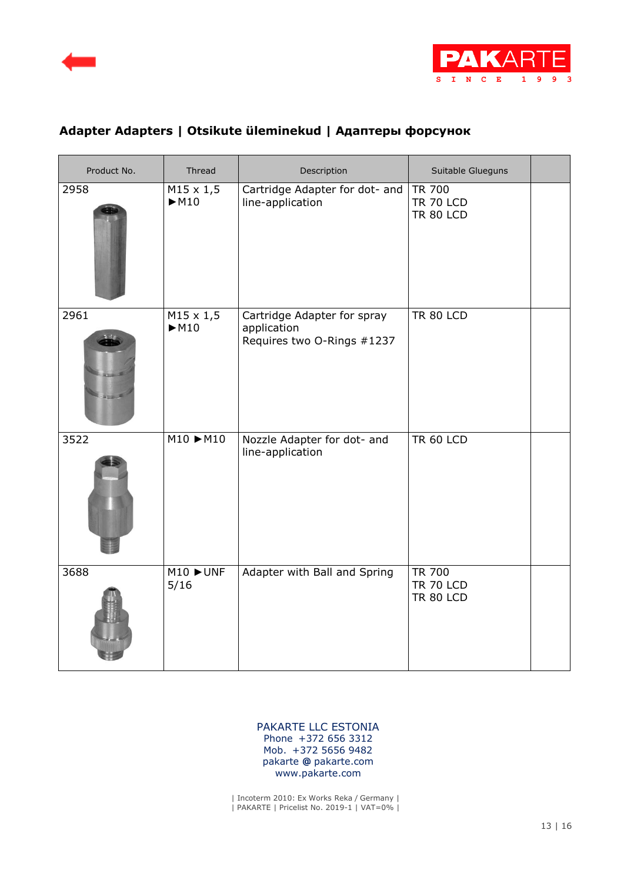## Adapter Adapters | Otsikute üleminekud | Адаптеры форсунок

| Product No. | Thread | Description | Suitable Glueguns | |
|---|---|---|---|---|
| 2958 | M15 x 1,5 ►M10 | Cartridge Adapter for dot- and line-application | TR 700<br>TR 70 LCD<br>TR 80 LCD | |
| 2961 | M15 x 1,5 ►M10 | Cartridge Adapter for spray application<br>Requires two O-Rings #1237 | TR 80 LCD | |
| 3522 | M10 ►M10 | Nozzle Adapter for dot- and line-application | TR 60 LCD | |
| 3688 | M10 ►UNF 5/16 | Adapter with Ball and Spring | TR 700<br>TR 70 LCD<br>TR 80 LCD | |

PAKARTE LLC ESTONIA
Phone +372 656 3312
Mob. +372 5656 9482
pakarte @ pakarte.com
www.pakarte.com

| Incoterm 2010: Ex Works Reka / Germany |
| PAKARTE | Pricelist No. 2019-1 | VAT=0% |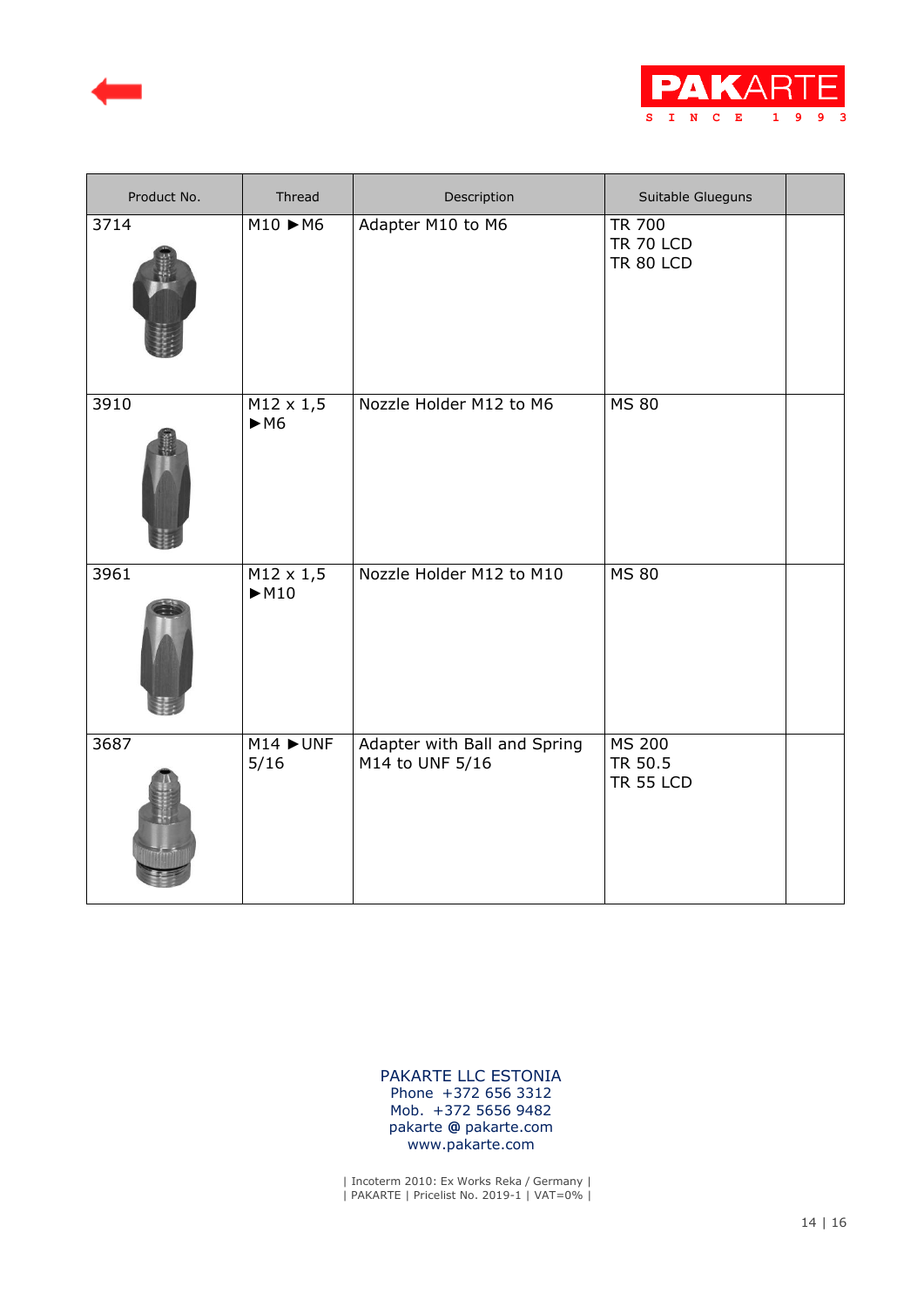| Product No. | Thread | Description | Suitable Glueguns | |
|---|---|---|---|---|
| 3714 | M10 ►M6 | Adapter M10 to M6 | TR 700<br>TR 70 LCD<br>TR 80 LCD | |
| 3910 | M12 x 1,5 ►M6 | Nozzle Holder M12 to M6 | MS 80 | |
| 3961 | M12 x 1,5 ►M10 | Nozzle Holder M12 to M10 | MS 80 | |
| 3687 | M14 ►UNF 5/16 | Adapter with Ball and Spring M14 to UNF 5/16 | MS 200<br>TR 50.5<br>TR 55 LCD | |

PAKARTE LLC ESTONIA
Phone +372 656 3312
Mob. +372 5656 9482
pakarte @ pakarte.com
www.pakarte.com

| Incoterm 2010: Ex Works Reka / Germany |
| PAKARTE | Pricelist No. 2019-1 | VAT=0% |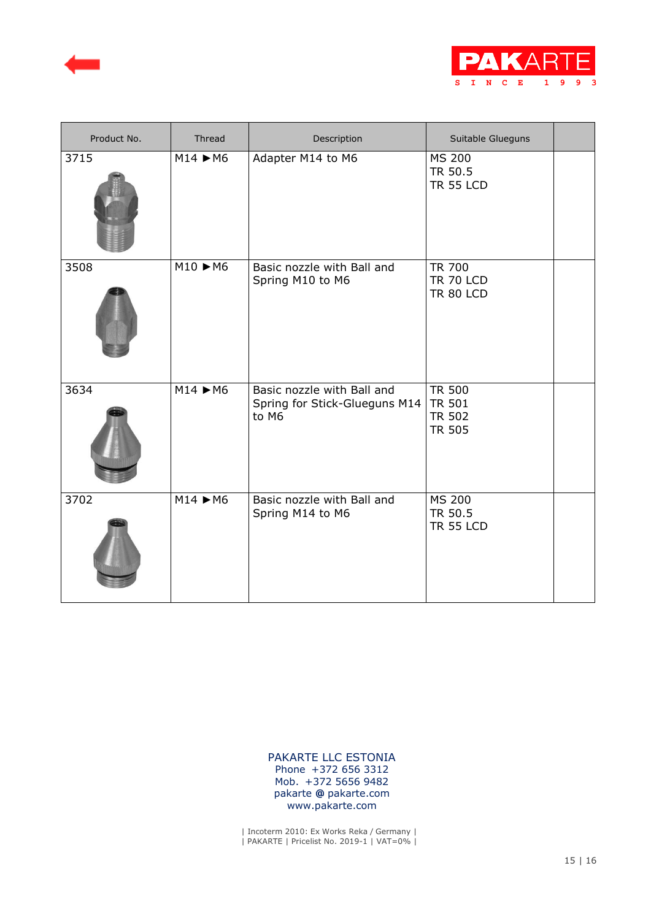| Product No. | Thread | Description | Suitable Glueguns | |
|---|---|---|---|---|
| 3715 | M14 ►M6 | Adapter M14 to M6 | MS 200<br>TR 50.5<br>TR 55 LCD | |
| 3508 | M10 ►M6 | Basic nozzle with Ball and Spring M10 to M6 | TR 700<br>TR 70 LCD<br>TR 80 LCD | |
| 3634 | M14 ►M6 | Basic nozzle with Ball and Spring for Stick-Glueguns M14 to M6 | TR 500<br>TR 501<br>TR 502<br>TR 505 | |
| 3702 | M14 ►M6 | Basic nozzle with Ball and Spring M14 to M6 | MS 200<br>TR 50.5<br>TR 55 LCD | |

PAKARTE LLC ESTONIA
Phone +372 656 3312
Mob. +372 5656 9482
pakarte @ pakarte.com
www.pakarte.com

| Incoterm 2010: Ex Works Reka / Germany |
| PAKARTE | Pricelist No. 2019-1 | VAT=0% |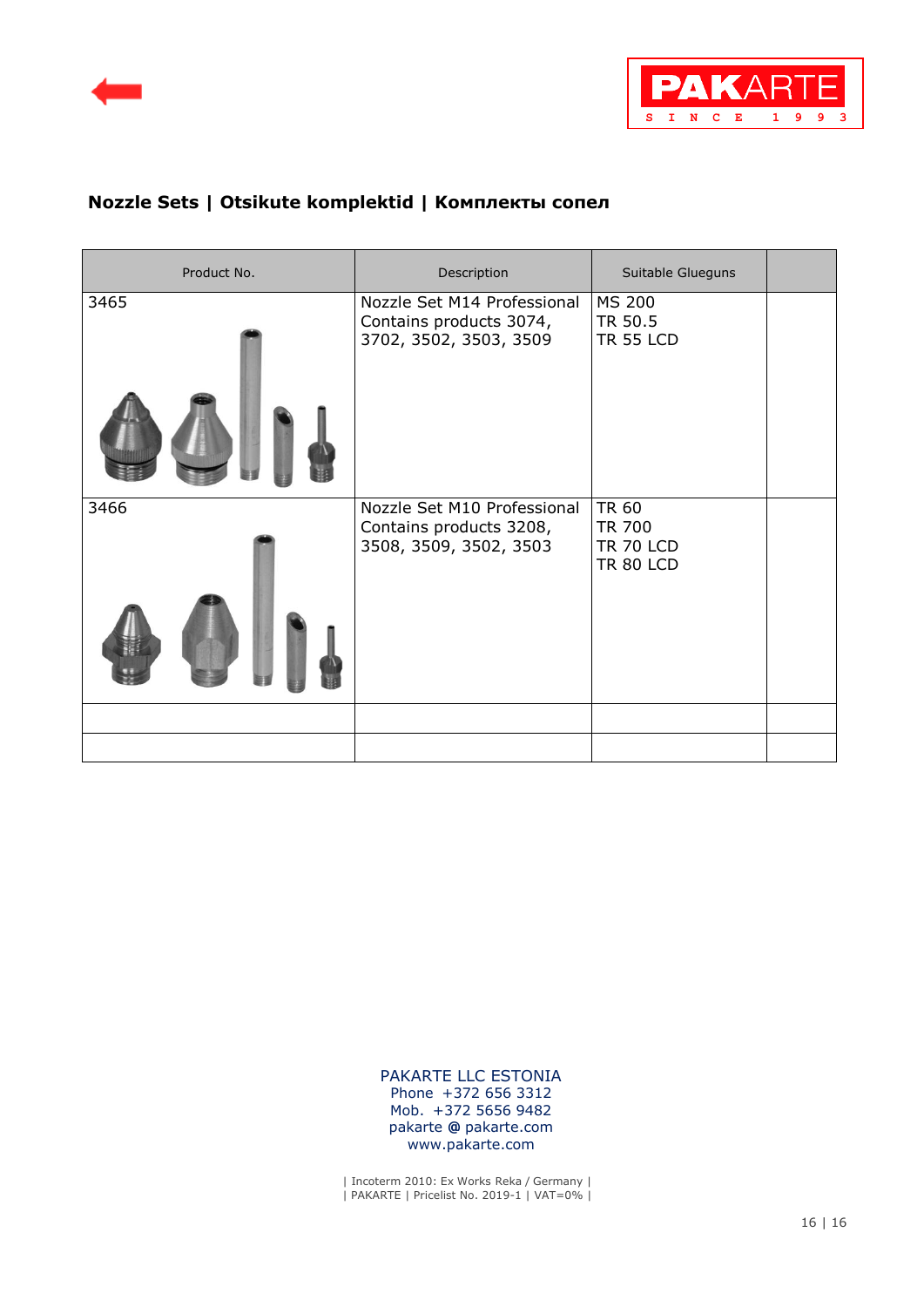## Nozzle Sets | Otsikute komplektid | Комплекты сопел

| Product No. | Description | Suitable Glueguns | |
|---|---|---|---|
| 3465 | Nozzle Set M14 Professional Contains products 3074, 3702, 3502, 3503, 3509 | MS 200<br>TR 50.5<br>TR 55 LCD | |
| 3466 | Nozzle Set M10 Professional Contains products 3208, 3508, 3509, 3502, 3503 | TR 60<br>TR 700<br>TR 70 LCD<br>TR 80 LCD | |
| | | | |
| | | | |

PAKARTE LLC ESTONIA
Phone +372 656 3312
Mob. +372 5656 9482
pakarte @ pakarte.com
www.pakarte.com

| Incoterm 2010: Ex Works Reka / Germany |
| PAKARTE | Pricelist No. 2019-1 | VAT=0% |